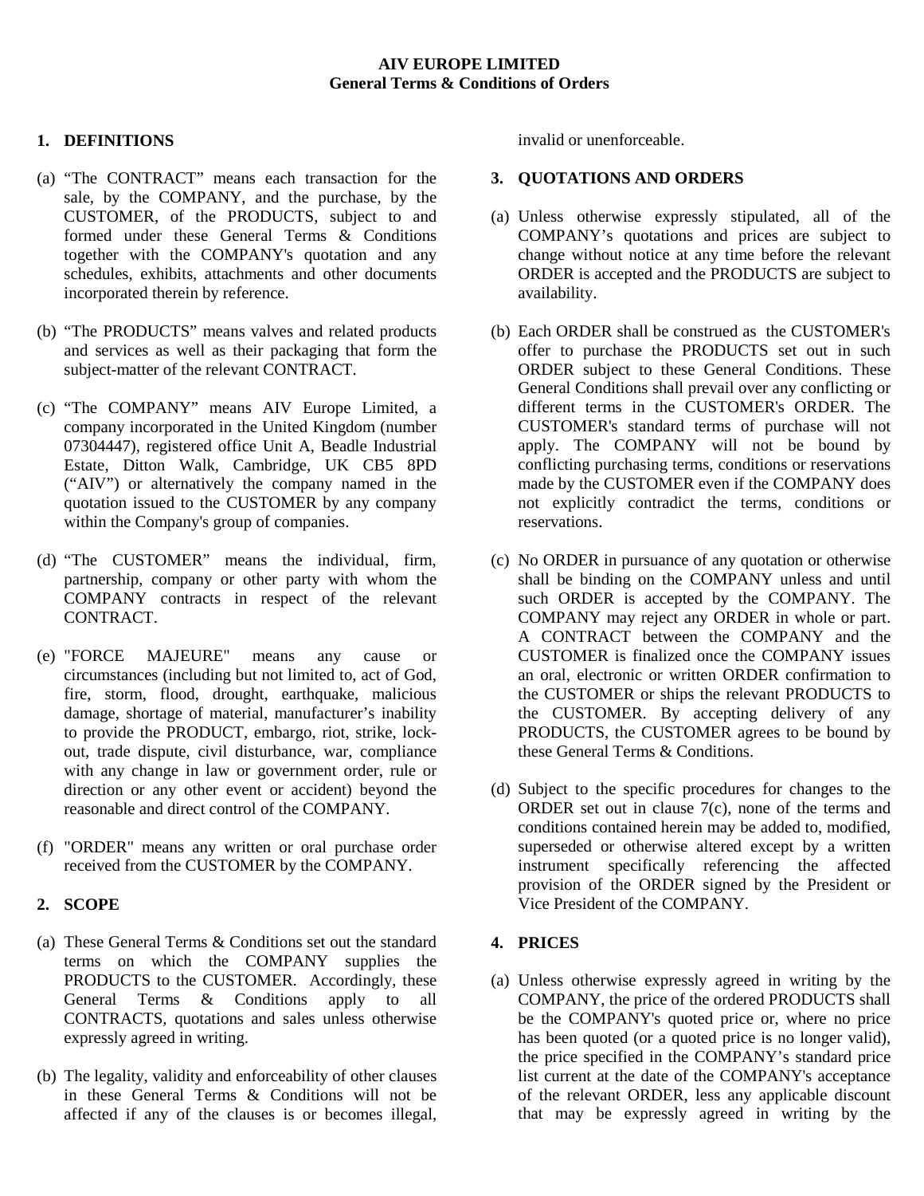**AIV EUROPE LIMITED**
**General Terms & Conditions of Orders**

## 1. DEFINITIONS

(a) "The CONTRACT" means each transaction for the sale, by the COMPANY, and the purchase, by the CUSTOMER, of the PRODUCTS, subject to and formed under these General Terms & Conditions together with the COMPANY's quotation and any schedules, exhibits, attachments and other documents incorporated therein by reference.

(b) "The PRODUCTS" means valves and related products and services as well as their packaging that form the subject-matter of the relevant CONTRACT.

(c) "The COMPANY" means AIV Europe Limited, a company incorporated in the United Kingdom (number 07304447), registered office Unit A, Beadle Industrial Estate, Ditton Walk, Cambridge, UK CB5 8PD ("AIV") or alternatively the company named in the quotation issued to the CUSTOMER by any company within the Company's group of companies.

(d) "The CUSTOMER" means the individual, firm, partnership, company or other party with whom the COMPANY contracts in respect of the relevant CONTRACT.

(e) "FORCE MAJEURE" means any cause or circumstances (including but not limited to, act of God, fire, storm, flood, drought, earthquake, malicious damage, shortage of material, manufacturer's inability to provide the PRODUCT, embargo, riot, strike, lock-out, trade dispute, civil disturbance, war, compliance with any change in law or government order, rule or direction or any other event or accident) beyond the reasonable and direct control of the COMPANY.

(f) "ORDER" means any written or oral purchase order received from the CUSTOMER by the COMPANY.

## 2. SCOPE

(a) These General Terms & Conditions set out the standard terms on which the COMPANY supplies the PRODUCTS to the CUSTOMER. Accordingly, these General Terms & Conditions apply to all CONTRACTS, quotations and sales unless otherwise expressly agreed in writing.

(b) The legality, validity and enforceability of other clauses in these General Terms & Conditions will not be affected if any of the clauses is or becomes illegal, invalid or unenforceable.

## 3. QUOTATIONS AND ORDERS

(a) Unless otherwise expressly stipulated, all of the COMPANY's quotations and prices are subject to change without notice at any time before the relevant ORDER is accepted and the PRODUCTS are subject to availability.

(b) Each ORDER shall be construed as the CUSTOMER's offer to purchase the PRODUCTS set out in such ORDER subject to these General Conditions. These General Conditions shall prevail over any conflicting or different terms in the CUSTOMER's ORDER. The CUSTOMER's standard terms of purchase will not apply. The COMPANY will not be bound by conflicting purchasing terms, conditions or reservations made by the CUSTOMER even if the COMPANY does not explicitly contradict the terms, conditions or reservations.

(c) No ORDER in pursuance of any quotation or otherwise shall be binding on the COMPANY unless and until such ORDER is accepted by the COMPANY. The COMPANY may reject any ORDER in whole or part. A CONTRACT between the COMPANY and the CUSTOMER is finalized once the COMPANY issues an oral, electronic or written ORDER confirmation to the CUSTOMER or ships the relevant PRODUCTS to the CUSTOMER. By accepting delivery of any PRODUCTS, the CUSTOMER agrees to be bound by these General Terms & Conditions.

(d) Subject to the specific procedures for changes to the ORDER set out in clause 7(c), none of the terms and conditions contained herein may be added to, modified, superseded or otherwise altered except by a written instrument specifically referencing the affected provision of the ORDER signed by the President or Vice President of the COMPANY.

## 4. PRICES

(a) Unless otherwise expressly agreed in writing by the COMPANY, the price of the ordered PRODUCTS shall be the COMPANY's quoted price or, where no price has been quoted (or a quoted price is no longer valid), the price specified in the COMPANY's standard price list current at the date of the COMPANY's acceptance of the relevant ORDER, less any applicable discount that may be expressly agreed in writing by the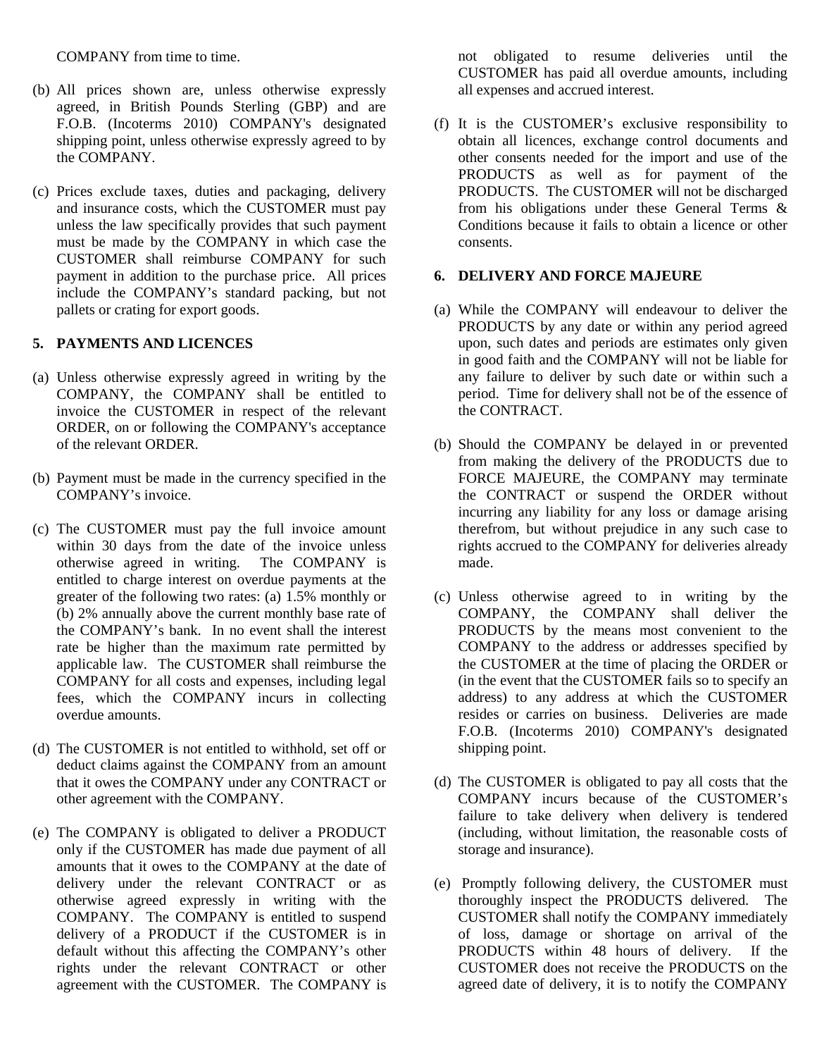COMPANY from time to time.

(b) All prices shown are, unless otherwise expressly agreed, in British Pounds Sterling (GBP) and are F.O.B. (Incoterms 2010) COMPANY's designated shipping point, unless otherwise expressly agreed to by the COMPANY.

(c) Prices exclude taxes, duties and packaging, delivery and insurance costs, which the CUSTOMER must pay unless the law specifically provides that such payment must be made by the COMPANY in which case the CUSTOMER shall reimburse COMPANY for such payment in addition to the purchase price. All prices include the COMPANY's standard packing, but not pallets or crating for export goods.

## 5. PAYMENTS AND LICENCES

(a) Unless otherwise expressly agreed in writing by the COMPANY, the COMPANY shall be entitled to invoice the CUSTOMER in respect of the relevant ORDER, on or following the COMPANY's acceptance of the relevant ORDER.

(b) Payment must be made in the currency specified in the COMPANY's invoice.

(c) The CUSTOMER must pay the full invoice amount within 30 days from the date of the invoice unless otherwise agreed in writing. The COMPANY is entitled to charge interest on overdue payments at the greater of the following two rates: (a) 1.5% monthly or (b) 2% annually above the current monthly base rate of the COMPANY's bank. In no event shall the interest rate be higher than the maximum rate permitted by applicable law. The CUSTOMER shall reimburse the COMPANY for all costs and expenses, including legal fees, which the COMPANY incurs in collecting overdue amounts.

(d) The CUSTOMER is not entitled to withhold, set off or deduct claims against the COMPANY from an amount that it owes the COMPANY under any CONTRACT or other agreement with the COMPANY.

(e) The COMPANY is obligated to deliver a PRODUCT only if the CUSTOMER has made due payment of all amounts that it owes to the COMPANY at the date of delivery under the relevant CONTRACT or as otherwise agreed expressly in writing with the COMPANY. The COMPANY is entitled to suspend delivery of a PRODUCT if the CUSTOMER is in default without this affecting the COMPANY's other rights under the relevant CONTRACT or other agreement with the CUSTOMER. The COMPANY is not obligated to resume deliveries until the CUSTOMER has paid all overdue amounts, including all expenses and accrued interest.

(f) It is the CUSTOMER's exclusive responsibility to obtain all licences, exchange control documents and other consents needed for the import and use of the PRODUCTS as well as for payment of the PRODUCTS. The CUSTOMER will not be discharged from his obligations under these General Terms & Conditions because it fails to obtain a licence or other consents.

## 6. DELIVERY AND FORCE MAJEURE

(a) While the COMPANY will endeavour to deliver the PRODUCTS by any date or within any period agreed upon, such dates and periods are estimates only given in good faith and the COMPANY will not be liable for any failure to deliver by such date or within such a period. Time for delivery shall not be of the essence of the CONTRACT.

(b) Should the COMPANY be delayed in or prevented from making the delivery of the PRODUCTS due to FORCE MAJEURE, the COMPANY may terminate the CONTRACT or suspend the ORDER without incurring any liability for any loss or damage arising therefrom, but without prejudice in any such case to rights accrued to the COMPANY for deliveries already made.

(c) Unless otherwise agreed to in writing by the COMPANY, the COMPANY shall deliver the PRODUCTS by the means most convenient to the COMPANY to the address or addresses specified by the CUSTOMER at the time of placing the ORDER or (in the event that the CUSTOMER fails so to specify an address) to any address at which the CUSTOMER resides or carries on business. Deliveries are made F.O.B. (Incoterms 2010) COMPANY's designated shipping point.

(d) The CUSTOMER is obligated to pay all costs that the COMPANY incurs because of the CUSTOMER's failure to take delivery when delivery is tendered (including, without limitation, the reasonable costs of storage and insurance).

(e) Promptly following delivery, the CUSTOMER must thoroughly inspect the PRODUCTS delivered. The CUSTOMER shall notify the COMPANY immediately of loss, damage or shortage on arrival of the PRODUCTS within 48 hours of delivery. If the CUSTOMER does not receive the PRODUCTS on the agreed date of delivery, it is to notify the COMPANY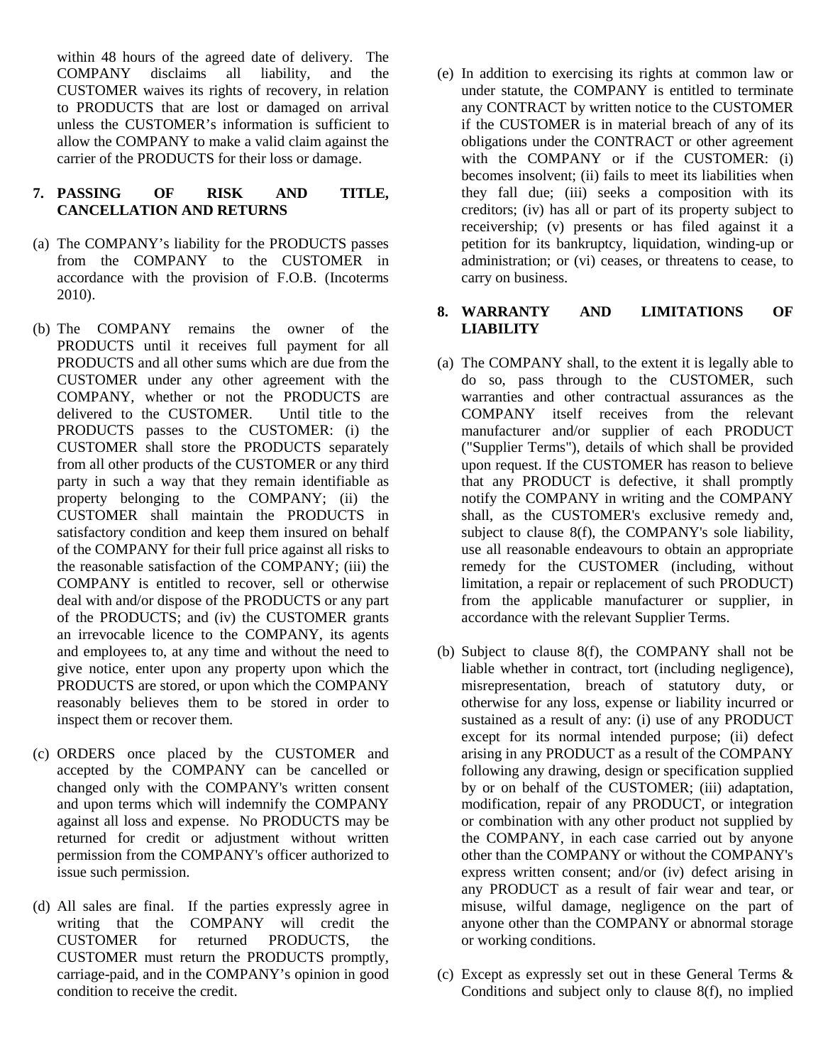within 48 hours of the agreed date of delivery. The COMPANY disclaims all liability, and the CUSTOMER waives its rights of recovery, in relation to PRODUCTS that are lost or damaged on arrival unless the CUSTOMER's information is sufficient to allow the COMPANY to make a valid claim against the carrier of the PRODUCTS for their loss or damage.

## 7. PASSING OF RISK AND TITLE, CANCELLATION AND RETURNS

(a) The COMPANY's liability for the PRODUCTS passes from the COMPANY to the CUSTOMER in accordance with the provision of F.O.B. (Incoterms 2010).

(b) The COMPANY remains the owner of the PRODUCTS until it receives full payment for all PRODUCTS and all other sums which are due from the CUSTOMER under any other agreement with the COMPANY, whether or not the PRODUCTS are delivered to the CUSTOMER. Until title to the PRODUCTS passes to the CUSTOMER: (i) the CUSTOMER shall store the PRODUCTS separately from all other products of the CUSTOMER or any third party in such a way that they remain identifiable as property belonging to the COMPANY; (ii) the CUSTOMER shall maintain the PRODUCTS in satisfactory condition and keep them insured on behalf of the COMPANY for their full price against all risks to the reasonable satisfaction of the COMPANY; (iii) the COMPANY is entitled to recover, sell or otherwise deal with and/or dispose of the PRODUCTS or any part of the PRODUCTS; and (iv) the CUSTOMER grants an irrevocable licence to the COMPANY, its agents and employees to, at any time and without the need to give notice, enter upon any property upon which the PRODUCTS are stored, or upon which the COMPANY reasonably believes them to be stored in order to inspect them or recover them.

(c) ORDERS once placed by the CUSTOMER and accepted by the COMPANY can be cancelled or changed only with the COMPANY's written consent and upon terms which will indemnify the COMPANY against all loss and expense. No PRODUCTS may be returned for credit or adjustment without written permission from the COMPANY's officer authorized to issue such permission.

(d) All sales are final. If the parties expressly agree in writing that the COMPANY will credit the CUSTOMER for returned PRODUCTS, the CUSTOMER must return the PRODUCTS promptly, carriage-paid, and in the COMPANY's opinion in good condition to receive the credit.

(e) In addition to exercising its rights at common law or under statute, the COMPANY is entitled to terminate any CONTRACT by written notice to the CUSTOMER if the CUSTOMER is in material breach of any of its obligations under the CONTRACT or other agreement with the COMPANY or if the CUSTOMER: (i) becomes insolvent; (ii) fails to meet its liabilities when they fall due; (iii) seeks a composition with its creditors; (iv) has all or part of its property subject to receivership; (v) presents or has filed against it a petition for its bankruptcy, liquidation, winding-up or administration; or (vi) ceases, or threatens to cease, to carry on business.

## 8. WARRANTY AND LIMITATIONS OF LIABILITY

(a) The COMPANY shall, to the extent it is legally able to do so, pass through to the CUSTOMER, such warranties and other contractual assurances as the COMPANY itself receives from the relevant manufacturer and/or supplier of each PRODUCT ("Supplier Terms"), details of which shall be provided upon request. If the CUSTOMER has reason to believe that any PRODUCT is defective, it shall promptly notify the COMPANY in writing and the COMPANY shall, as the CUSTOMER's exclusive remedy and, subject to clause 8(f), the COMPANY's sole liability, use all reasonable endeavours to obtain an appropriate remedy for the CUSTOMER (including, without limitation, a repair or replacement of such PRODUCT) from the applicable manufacturer or supplier, in accordance with the relevant Supplier Terms.

(b) Subject to clause 8(f), the COMPANY shall not be liable whether in contract, tort (including negligence), misrepresentation, breach of statutory duty, or otherwise for any loss, expense or liability incurred or sustained as a result of any: (i) use of any PRODUCT except for its normal intended purpose; (ii) defect arising in any PRODUCT as a result of the COMPANY following any drawing, design or specification supplied by or on behalf of the CUSTOMER; (iii) adaptation, modification, repair of any PRODUCT, or integration or combination with any other product not supplied by the COMPANY, in each case carried out by anyone other than the COMPANY or without the COMPANY's express written consent; and/or (iv) defect arising in any PRODUCT as a result of fair wear and tear, or misuse, wilful damage, negligence on the part of anyone other than the COMPANY or abnormal storage or working conditions.

(c) Except as expressly set out in these General Terms & Conditions and subject only to clause 8(f), no implied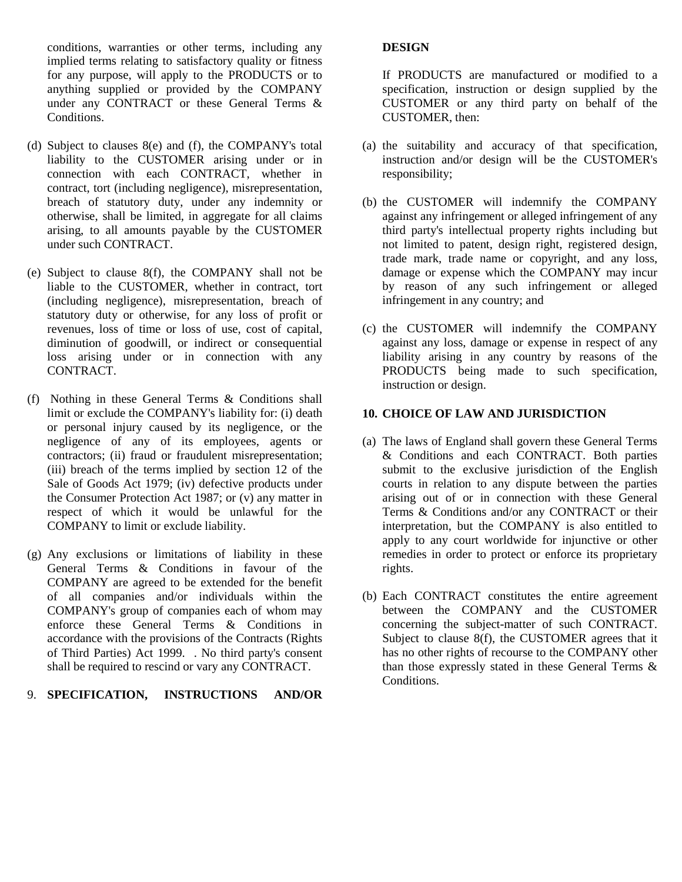conditions, warranties or other terms, including any implied terms relating to satisfactory quality or fitness for any purpose, will apply to the PRODUCTS or to anything supplied or provided by the COMPANY under any CONTRACT or these General Terms & Conditions.

(d) Subject to clauses 8(e) and (f), the COMPANY's total liability to the CUSTOMER arising under or in connection with each CONTRACT, whether in contract, tort (including negligence), misrepresentation, breach of statutory duty, under any indemnity or otherwise, shall be limited, in aggregate for all claims arising, to all amounts payable by the CUSTOMER under such CONTRACT.

(e) Subject to clause 8(f), the COMPANY shall not be liable to the CUSTOMER, whether in contract, tort (including negligence), misrepresentation, breach of statutory duty or otherwise, for any loss of profit or revenues, loss of time or loss of use, cost of capital, diminution of goodwill, or indirect or consequential loss arising under or in connection with any CONTRACT.

(f) Nothing in these General Terms & Conditions shall limit or exclude the COMPANY's liability for: (i) death or personal injury caused by its negligence, or the negligence of any of its employees, agents or contractors; (ii) fraud or fraudulent misrepresentation; (iii) breach of the terms implied by section 12 of the Sale of Goods Act 1979; (iv) defective products under the Consumer Protection Act 1987; or (v) any matter in respect of which it would be unlawful for the COMPANY to limit or exclude liability.

(g) Any exclusions or limitations of liability in these General Terms & Conditions in favour of the COMPANY are agreed to be extended for the benefit of all companies and/or individuals within the COMPANY's group of companies each of whom may enforce these General Terms & Conditions in accordance with the provisions of the Contracts (Rights of Third Parties) Act 1999. . No third party's consent shall be required to rescind or vary any CONTRACT.

9. **SPECIFICATION, INSTRUCTIONS AND/OR DESIGN**

If PRODUCTS are manufactured or modified to a specification, instruction or design supplied by the CUSTOMER or any third party on behalf of the CUSTOMER, then:

(a) the suitability and accuracy of that specification, instruction and/or design will be the CUSTOMER's responsibility;

(b) the CUSTOMER will indemnify the COMPANY against any infringement or alleged infringement of any third party's intellectual property rights including but not limited to patent, design right, registered design, trade mark, trade name or copyright, and any loss, damage or expense which the COMPANY may incur by reason of any such infringement or alleged infringement in any country; and

(c) the CUSTOMER will indemnify the COMPANY against any loss, damage or expense in respect of any liability arising in any country by reasons of the PRODUCTS being made to such specification, instruction or design.

**10. CHOICE OF LAW AND JURISDICTION**

(a) The laws of England shall govern these General Terms & Conditions and each CONTRACT. Both parties submit to the exclusive jurisdiction of the English courts in relation to any dispute between the parties arising out of or in connection with these General Terms & Conditions and/or any CONTRACT or their interpretation, but the COMPANY is also entitled to apply to any court worldwide for injunctive or other remedies in order to protect or enforce its proprietary rights.

(b) Each CONTRACT constitutes the entire agreement between the COMPANY and the CUSTOMER concerning the subject-matter of such CONTRACT. Subject to clause 8(f), the CUSTOMER agrees that it has no other rights of recourse to the COMPANY other than those expressly stated in these General Terms & Conditions.